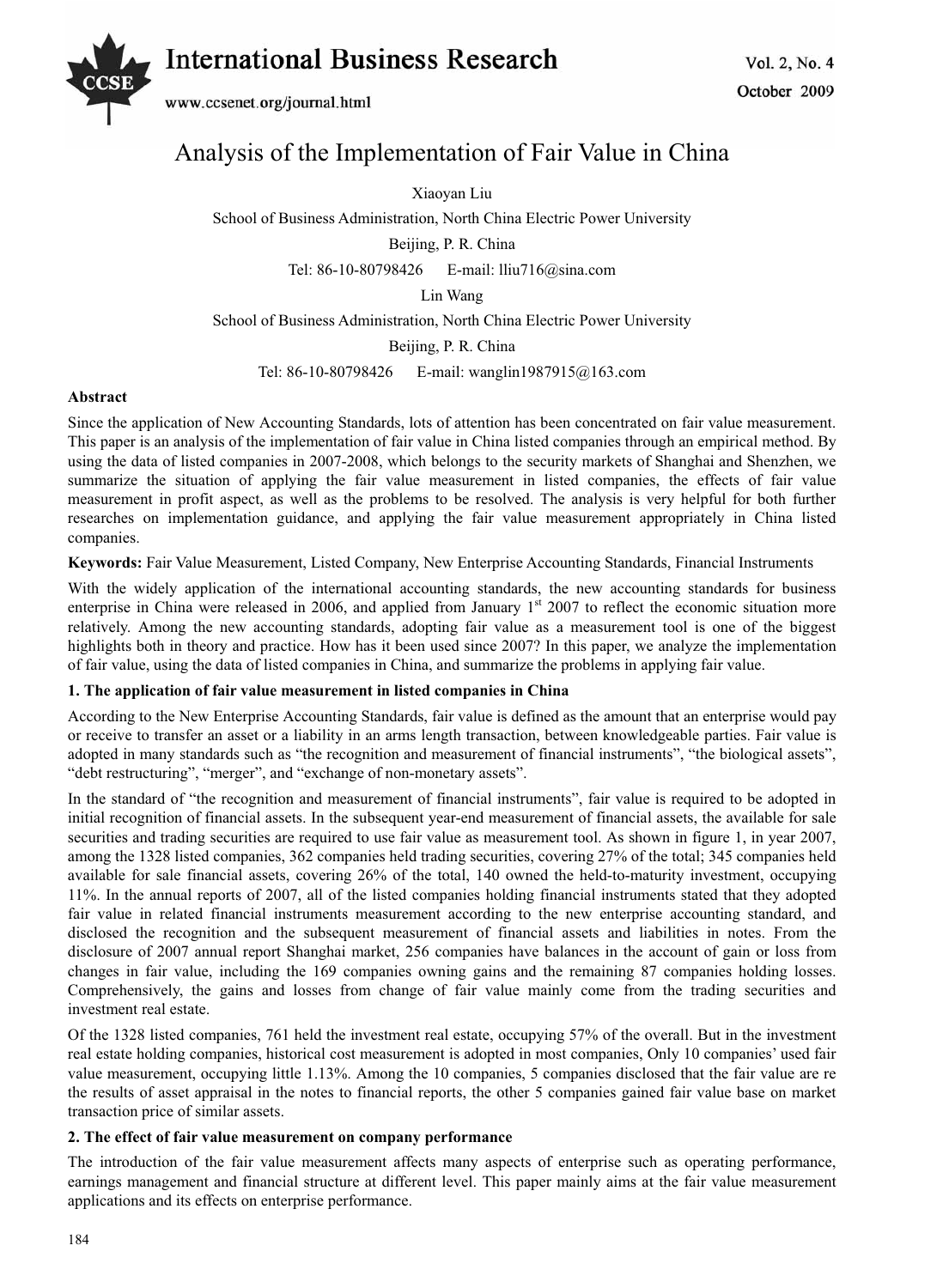# Analysis of the Implementation of Fair Value in China

Xiaoyan Liu

School of Business Administration, North China Electric Power University

Beijing, P. R. China

Tel: 86-10-80798426 E-mail: lliu716@sina.com

Lin Wang

School of Business Administration, North China Electric Power University

Beijing, P. R. China

Tel: 86-10-80798426 E-mail: wanglin1987915@163.com

**Abstract**

Since the application of New Accounting Standards, lots of attention has been concentrated on fair value measurement. This paper is an analysis of the implementation of fair value in China listed companies through an empirical method. By using the data of listed companies in 2007-2008, which belongs to the security markets of Shanghai and Shenzhen, we summarize the situation of applying the fair value measurement in listed companies, the effects of fair value measurement in profit aspect, as well as the problems to be resolved. The analysis is very helpful for both further researches on implementation guidance, and applying the fair value measurement appropriately in China listed companies.

**Keywords:** Fair Value Measurement, Listed Company, New Enterprise Accounting Standards, Financial Instruments

With the widely application of the international accounting standards, the new accounting standards for business enterprise in China were released in 2006, and applied from January 1st 2007 to reflect the economic situation more relatively. Among the new accounting standards, adopting fair value as a measurement tool is one of the biggest highlights both in theory and practice. How has it been used since 2007? In this paper, we analyze the implementation of fair value, using the data of listed companies in China, and summarize the problems in applying fair value.

## 1. The application of fair value measurement in listed companies in China

According to the New Enterprise Accounting Standards, fair value is defined as the amount that an enterprise would pay or receive to transfer an asset or a liability in an arms length transaction, between knowledgeable parties. Fair value is adopted in many standards such as "the recognition and measurement of financial instruments", "the biological assets", "debt restructuring", "merger", and "exchange of non-monetary assets".

In the standard of "the recognition and measurement of financial instruments", fair value is required to be adopted in initial recognition of financial assets. In the subsequent year-end measurement of financial assets, the available for sale securities and trading securities are required to use fair value as measurement tool. As shown in figure 1, in year 2007, among the 1328 listed companies, 362 companies held trading securities, covering 27% of the total; 345 companies held available for sale financial assets, covering 26% of the total, 140 owned the held-to-maturity investment, occupying 11%. In the annual reports of 2007, all of the listed companies holding financial instruments stated that they adopted fair value in related financial instruments measurement according to the new enterprise accounting standard, and disclosed the recognition and the subsequent measurement of financial assets and liabilities in notes. From the disclosure of 2007 annual report Shanghai market, 256 companies have balances in the account of gain or loss from changes in fair value, including the 169 companies owning gains and the remaining 87 companies holding losses. Comprehensively, the gains and losses from change of fair value mainly come from the trading securities and investment real estate.

Of the 1328 listed companies, 761 held the investment real estate, occupying 57% of the overall. But in the investment real estate holding companies, historical cost measurement is adopted in most companies, Only 10 companies' used fair value measurement, occupying little 1.13%. Among the 10 companies, 5 companies disclosed that the fair value are re the results of asset appraisal in the notes to financial reports, the other 5 companies gained fair value base on market transaction price of similar assets.

## 2. The effect of fair value measurement on company performance

The introduction of the fair value measurement affects many aspects of enterprise such as operating performance, earnings management and financial structure at different level. This paper mainly aims at the fair value measurement applications and its effects on enterprise performance.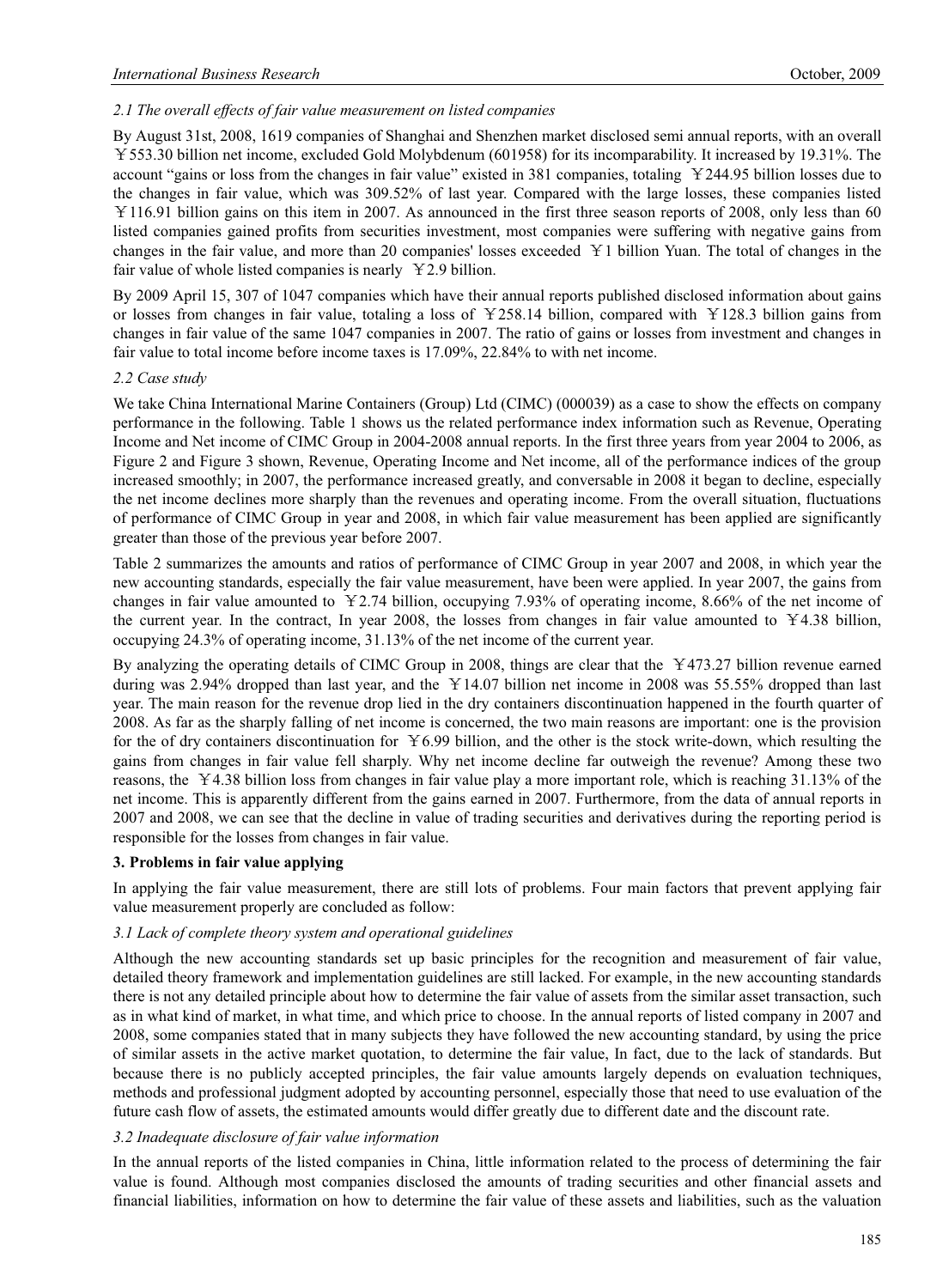### *2.1 The overall effects of fair value measurement on listed companies*

By August 31st, 2008, 1619 companies of Shanghai and Shenzhen market disclosed semi annual reports, with an overall ￥553.30 billion net income, excluded Gold Molybdenum (601958) for its incomparability. It increased by 19.31%. The account "gains or loss from the changes in fair value" existed in 381 companies, totaling ￥244.95 billion losses due to the changes in fair value, which was 309.52% of last year. Compared with the large losses, these companies listed ￥116.91 billion gains on this item in 2007. As announced in the first three season reports of 2008, only less than 60 listed companies gained profits from securities investment, most companies were suffering with negative gains from changes in the fair value, and more than 20 companies' losses exceeded ￥1 billion Yuan. The total of changes in the fair value of whole listed companies is nearly ￥2.9 billion.

By 2009 April 15, 307 of 1047 companies which have their annual reports published disclosed information about gains or losses from changes in fair value, totaling a loss of ￥258.14 billion, compared with ￥128.3 billion gains from changes in fair value of the same 1047 companies in 2007. The ratio of gains or losses from investment and changes in fair value to total income before income taxes is 17.09%, 22.84% to with net income.

### *2.2 Case study*

We take China International Marine Containers (Group) Ltd (CIMC) (000039) as a case to show the effects on company performance in the following. Table 1 shows us the related performance index information such as Revenue, Operating Income and Net income of CIMC Group in 2004-2008 annual reports. In the first three years from year 2004 to 2006, as Figure 2 and Figure 3 shown, Revenue, Operating Income and Net income, all of the performance indices of the group increased smoothly; in 2007, the performance increased greatly, and conversable in 2008 it began to decline, especially the net income declines more sharply than the revenues and operating income. From the overall situation, fluctuations of performance of CIMC Group in year and 2008, in which fair value measurement has been applied are significantly greater than those of the previous year before 2007.

Table 2 summarizes the amounts and ratios of performance of CIMC Group in year 2007 and 2008, in which year the new accounting standards, especially the fair value measurement, have been were applied. In year 2007, the gains from changes in fair value amounted to ￥2.74 billion, occupying 7.93% of operating income, 8.66% of the net income of the current year. In the contract, In year 2008, the losses from changes in fair value amounted to ￥4.38 billion, occupying 24.3% of operating income, 31.13% of the net income of the current year.

By analyzing the operating details of CIMC Group in 2008, things are clear that the ￥473.27 billion revenue earned during was 2.94% dropped than last year, and the ￥14.07 billion net income in 2008 was 55.55% dropped than last year. The main reason for the revenue drop lied in the dry containers discontinuation happened in the fourth quarter of 2008. As far as the sharply falling of net income is concerned, the two main reasons are important: one is the provision for the of dry containers discontinuation for ￥6.99 billion, and the other is the stock write-down, which resulting the gains from changes in fair value fell sharply. Why net income decline far outweigh the revenue? Among these two reasons, the ￥4.38 billion loss from changes in fair value play a more important role, which is reaching 31.13% of the net income. This is apparently different from the gains earned in 2007. Furthermore, from the data of annual reports in 2007 and 2008, we can see that the decline in value of trading securities and derivatives during the reporting period is responsible for the losses from changes in fair value.

## **3. Problems in fair value applying**

In applying the fair value measurement, there are still lots of problems. Four main factors that prevent applying fair value measurement properly are concluded as follow:

### *3.1 Lack of complete theory system and operational guidelines*

Although the new accounting standards set up basic principles for the recognition and measurement of fair value, detailed theory framework and implementation guidelines are still lacked. For example, in the new accounting standards there is not any detailed principle about how to determine the fair value of assets from the similar asset transaction, such as in what kind of market, in what time, and which price to choose. In the annual reports of listed company in 2007 and 2008, some companies stated that in many subjects they have followed the new accounting standard, by using the price of similar assets in the active market quotation, to determine the fair value, In fact, due to the lack of standards. But because there is no publicly accepted principles, the fair value amounts largely depends on evaluation techniques, methods and professional judgment adopted by accounting personnel, especially those that need to use evaluation of the future cash flow of assets, the estimated amounts would differ greatly due to different date and the discount rate.

### *3.2 Inadequate disclosure of fair value information*

In the annual reports of the listed companies in China, little information related to the process of determining the fair value is found. Although most companies disclosed the amounts of trading securities and other financial assets and financial liabilities, information on how to determine the fair value of these assets and liabilities, such as the valuation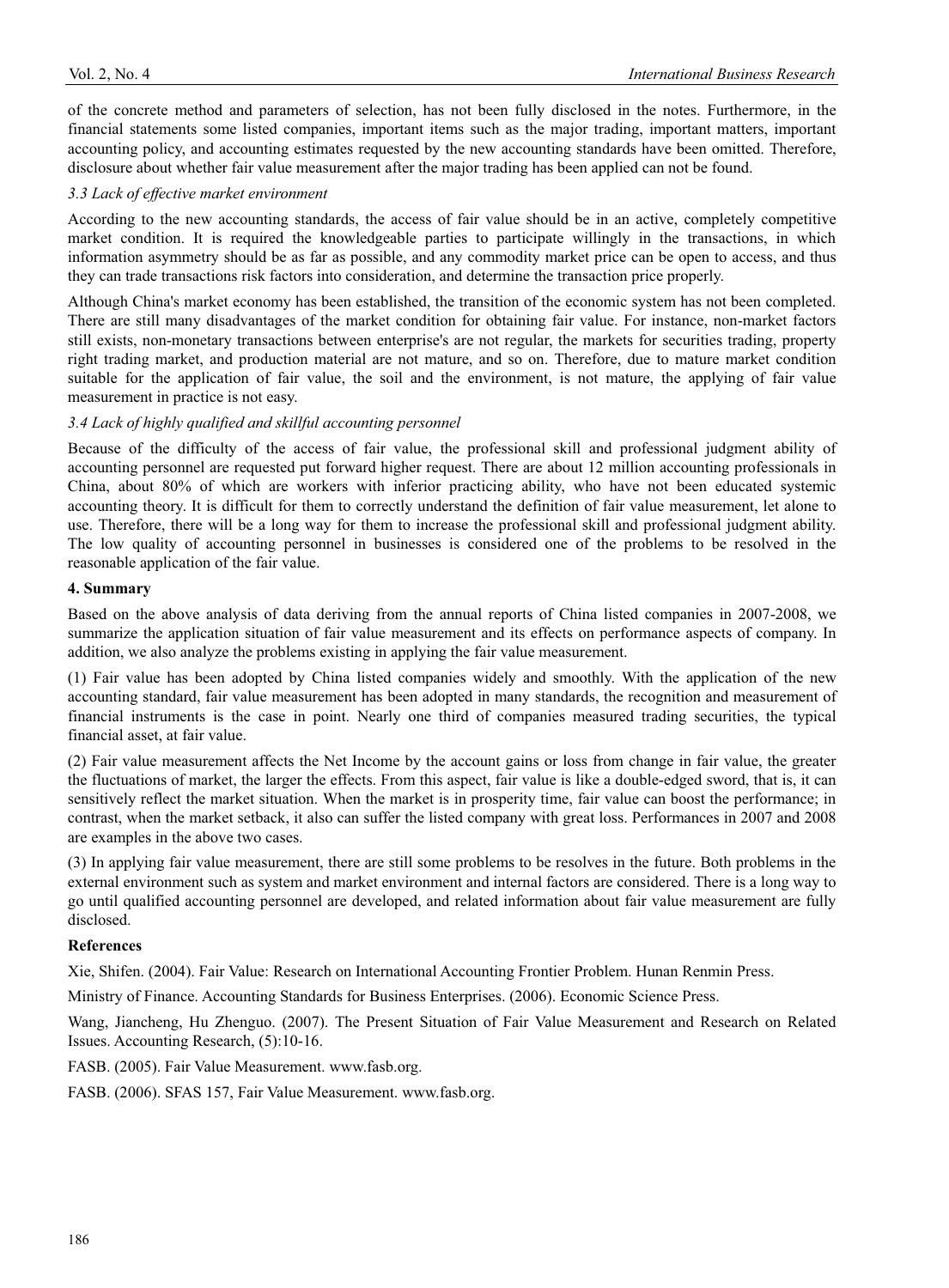of the concrete method and parameters of selection, has not been fully disclosed in the notes. Furthermore, in the financial statements some listed companies, important items such as the major trading, important matters, important accounting policy, and accounting estimates requested by the new accounting standards have been omitted. Therefore, disclosure about whether fair value measurement after the major trading has been applied can not be found.

### *3.3 Lack of effective market environment*

According to the new accounting standards, the access of fair value should be in an active, completely competitive market condition. It is required the knowledgeable parties to participate willingly in the transactions, in which information asymmetry should be as far as possible, and any commodity market price can be open to access, and thus they can trade transactions risk factors into consideration, and determine the transaction price properly.

Although China's market economy has been established, the transition of the economic system has not been completed. There are still many disadvantages of the market condition for obtaining fair value. For instance, non-market factors still exists, non-monetary transactions between enterprise's are not regular, the markets for securities trading, property right trading market, and production material are not mature, and so on. Therefore, due to mature market condition suitable for the application of fair value, the soil and the environment, is not mature, the applying of fair value measurement in practice is not easy.

### *3.4 Lack of highly qualified and skillful accounting personnel*

Because of the difficulty of the access of fair value, the professional skill and professional judgment ability of accounting personnel are requested put forward higher request. There are about 12 million accounting professionals in China, about 80% of which are workers with inferior practicing ability, who have not been educated systemic accounting theory. It is difficult for them to correctly understand the definition of fair value measurement, let alone to use. Therefore, there will be a long way for them to increase the professional skill and professional judgment ability. The low quality of accounting personnel in businesses is considered one of the problems to be resolved in the reasonable application of the fair value.

## **4. Summary**

Based on the above analysis of data deriving from the annual reports of China listed companies in 2007-2008, we summarize the application situation of fair value measurement and its effects on performance aspects of company. In addition, we also analyze the problems existing in applying the fair value measurement.

(1) Fair value has been adopted by China listed companies widely and smoothly. With the application of the new accounting standard, fair value measurement has been adopted in many standards, the recognition and measurement of financial instruments is the case in point. Nearly one third of companies measured trading securities, the typical financial asset, at fair value.

(2) Fair value measurement affects the Net Income by the account gains or loss from change in fair value, the greater the fluctuations of market, the larger the effects. From this aspect, fair value is like a double-edged sword, that is, it can sensitively reflect the market situation. When the market is in prosperity time, fair value can boost the performance; in contrast, when the market setback, it also can suffer the listed company with great loss. Performances in 2007 and 2008 are examples in the above two cases.

(3) In applying fair value measurement, there are still some problems to be resolves in the future. Both problems in the external environment such as system and market environment and internal factors are considered. There is a long way to go until qualified accounting personnel are developed, and related information about fair value measurement are fully disclosed.

## **References**

Xie, Shifen. (2004). Fair Value: Research on International Accounting Frontier Problem. Hunan Renmin Press.

Ministry of Finance. Accounting Standards for Business Enterprises. (2006). Economic Science Press.

Wang, Jiancheng, Hu Zhenguo. (2007). The Present Situation of Fair Value Measurement and Research on Related Issues. Accounting Research, (5):10-16.

FASB. (2005). Fair Value Measurement. www.fasb.org.

FASB. (2006). SFAS 157, Fair Value Measurement. www.fasb.org.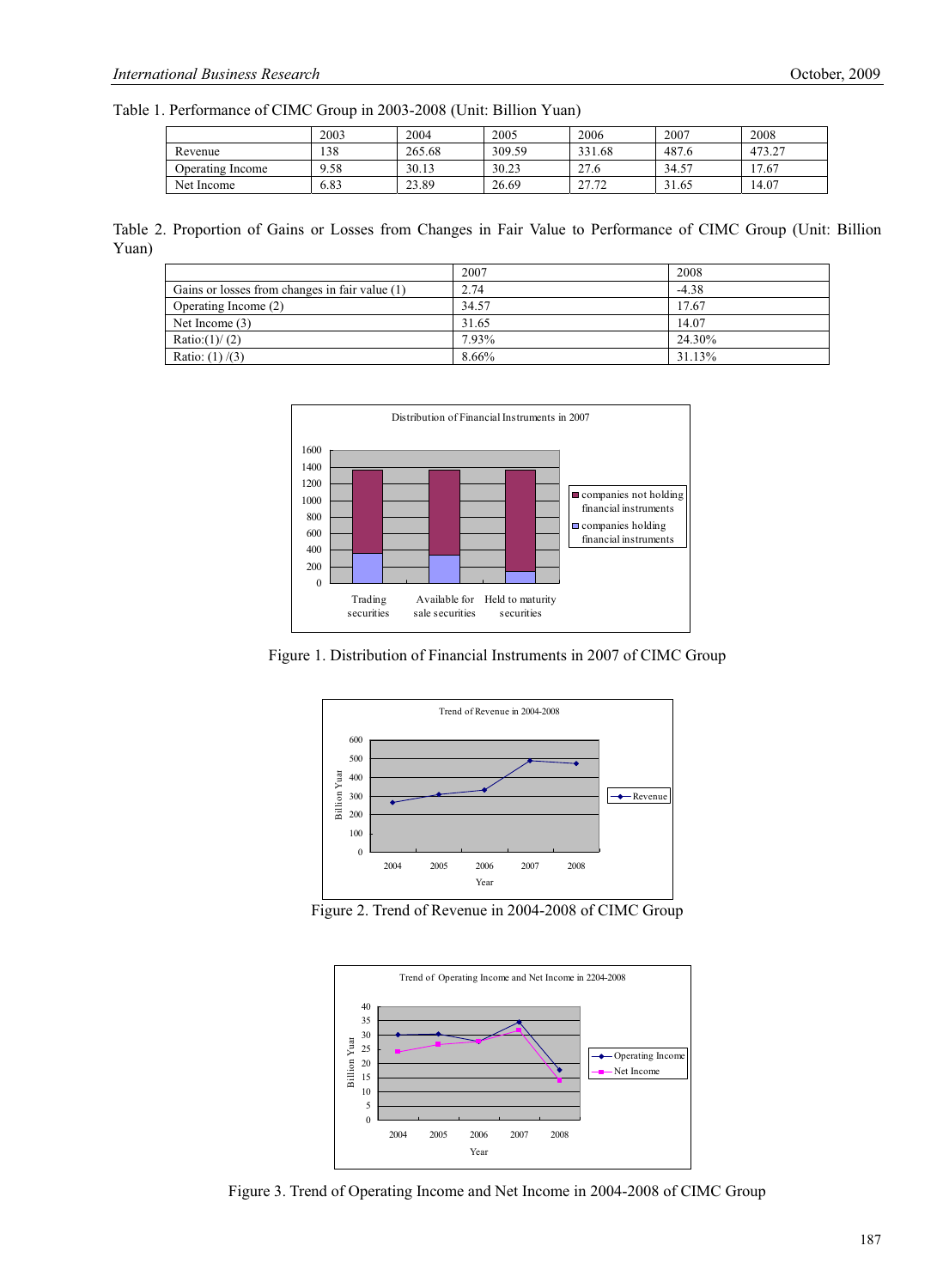Table 1. Performance of CIMC Group in 2003-2008 (Unit: Billion Yuan)

| | 2003 | 2004 | 2005 | 2006 | 2007 | 2008 |
|---|---|---|---|---|---|---|
| Revenue | 138 | 265.68 | 309.59 | 331.68 | 487.6 | 473.27 |
| Operating Income | 9.58 | 30.13 | 30.23 | 27.6 | 34.57 | 17.67 |
| Net Income | 6.83 | 23.89 | 26.69 | 27.72 | 31.65 | 14.07 |

Table 2. Proportion of Gains or Losses from Changes in Fair Value to Performance of CIMC Group (Unit: Billion Yuan)

| | 2007 | 2008 |
|---|---|---|
| Gains or losses from changes in fair value (1) | 2.74 | -4.38 |
| Operating Income (2) | 34.57 | 17.67 |
| Net Income (3) | 31.65 | 14.07 |
| Ratio:(1)/ (2) | 7.93% | 24.30% |
| Ratio: (1) /(3) | 8.66% | 31.13% |

Distribution of Financial Instruments in 2007

1600
1400
1200
1000
800
600
400
200
0

Trading securities
Available for sale securities
Held to maturity securities

companies not holding financial instruments
companies holding financial instruments

Figure 1. Distribution of Financial Instruments in 2007 of CIMC Group

Trend of Revenue in 2004-2008

Billion Yuar

600
500
400
300
200
100
0

2004
2005
2006
2007
2008

Year

Revenue

Figure 2. Trend of Revenue in 2004-2008 of CIMC Group

Trend of Operating Income and Net Income in 2204-2008

Billion Yuar

40
35
30
25
20
15
10
5
0

2004
2005
2006
2007
2008

Year

Operating Income
Net Income

Figure 3. Trend of Operating Income and Net Income in 2004-2008 of CIMC Group